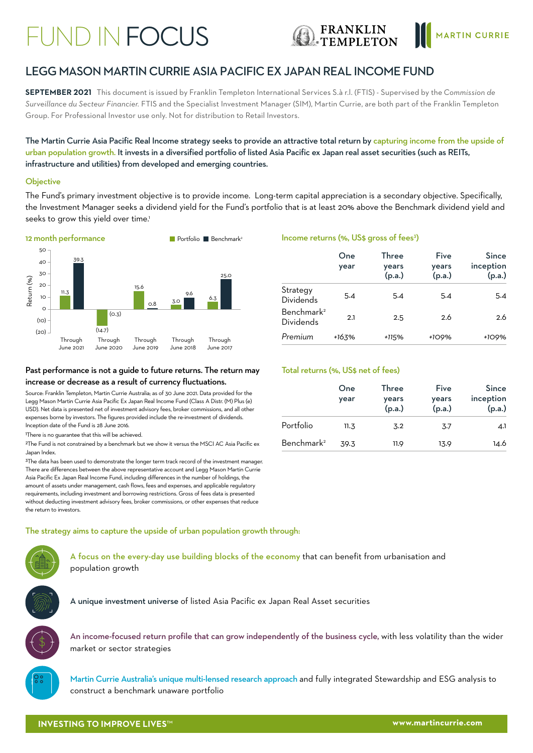# FUND IN FOCUS

## LEGG MASON MARTIN CURRIE ASIA PACIFIC EX JAPAN REAL INCOME FUND

**SEPTEMBER 2021** This document is issued by Franklin Templeton International Services S.à r.l. (FTIS) - Supervised by the *Commission de Surveillance du Secteur Financier.* FTIS and the Specialist Investment Manager (SIM), Martin Currie, are both part of the Franklin Templeton Group. For Professional Investor use only. Not for distribution to Retail Investors.

**The Martin Currie Asia Pacific Real Income strategy seeks to provide an attractive total return by capturing income from the upside of urban population growth. It invests in a diversified portfolio of listed Asia Pacific ex Japan real asset securities (such as REITs, infrastructure and utilities) from developed and emerging countries.**

### Objective

The Fund's primary investment objective is to provide income. Long-term capital appreciation is a secondary objective. Specifically, the Investment Manager seeks a dividend yield for the Fund's portfolio that is at least 20% above the Benchmark dividend yield and seeks to grow this yield over time.[1]

### 12 month performance

| | Through June 2021 | Through June 2020 | Through June 2019 | Through June 2018 | Through June 2017 |
|---|---|---|---|---|---|
| Portfolio | 11.3 | (14.7) | 15.6 | 3.0 | 6.3 |
| Benchmark[2] | 39.3 | (0.3) | 0.8 | 9.6 | 25.0 |

**Past performance is not a guide to future returns. The return may increase or decrease as a result of currency fluctuations.**

Source: Franklin Templeton, Martin Currie Australia; as of 30 June 2021. Data provided for the Legg Mason Martin Currie Asia Pacific Ex Japan Real Income Fund (Class A Distr. (M) Plus (e) USD). Net data is presented net of investment advisory fees, broker commissions, and all other expenses borne by investors. The figures provided include the re-investment of dividends. Inception date of the Fund is 28 June 2016.

[1]There is no guarantee that this will be achieved.

[2]The Fund is not constrained by a benchmark but we show it versus the MSCI AC Asia Pacific ex Japan Index.

[3]The data has been used to demonstrate the longer term track record of the investment manager. There are differences between the above representative account and Legg Mason Martin Currie Asia Pacific Ex Japan Real Income Fund, including differences in the number of holdings, the amount of assets under management, cash flows, fees and expenses, and applicable regulatory requirements, including investment and borrowing restrictions. Gross of fees data is presented without deducting investment advisory fees, broker commissions, or other expenses that reduce the return to investors.

### Income returns (%, US$ gross of fees[3])

| | One year | Three years (p.a.) | Five years (p.a.) | Since inception (p.a.) |
|---|---|---|---|---|
| Strategy Dividends | 5.4 | 5.4 | 5.4 | 5.4 |
| Benchmark[2] Dividends | 2.1 | 2.5 | 2.6 | 2.6 |
| *Premium* | +163% | +115% | +109% | +109% |

### Total returns (%, US$ net of fees)

| | One year | Three years (p.a.) | Five years (p.a.) | Since inception (p.a.) |
|---|---|---|---|---|
| Portfolio | 11.3 | 3.2 | 3.7 | 4.1 |
| Benchmark[2] | 39.3 | 11.9 | 13.9 | 14.6 |

### The strategy aims to capture the upside of urban population growth through:

- A focus on the every-day use building blocks of the economy that can benefit from urbanisation and population growth
- A unique investment universe of listed Asia Pacific ex Japan Real Asset securities
- An income-focused return profile that can grow independently of the business cycle, with less volatility than the wider market or sector strategies
- Martin Currie Australia's unique multi-lensed research approach and fully integrated Stewardship and ESG analysis to construct a benchmark unaware portfolio

**INVESTING TO IMPROVE LIVES™** www.martincurrie.com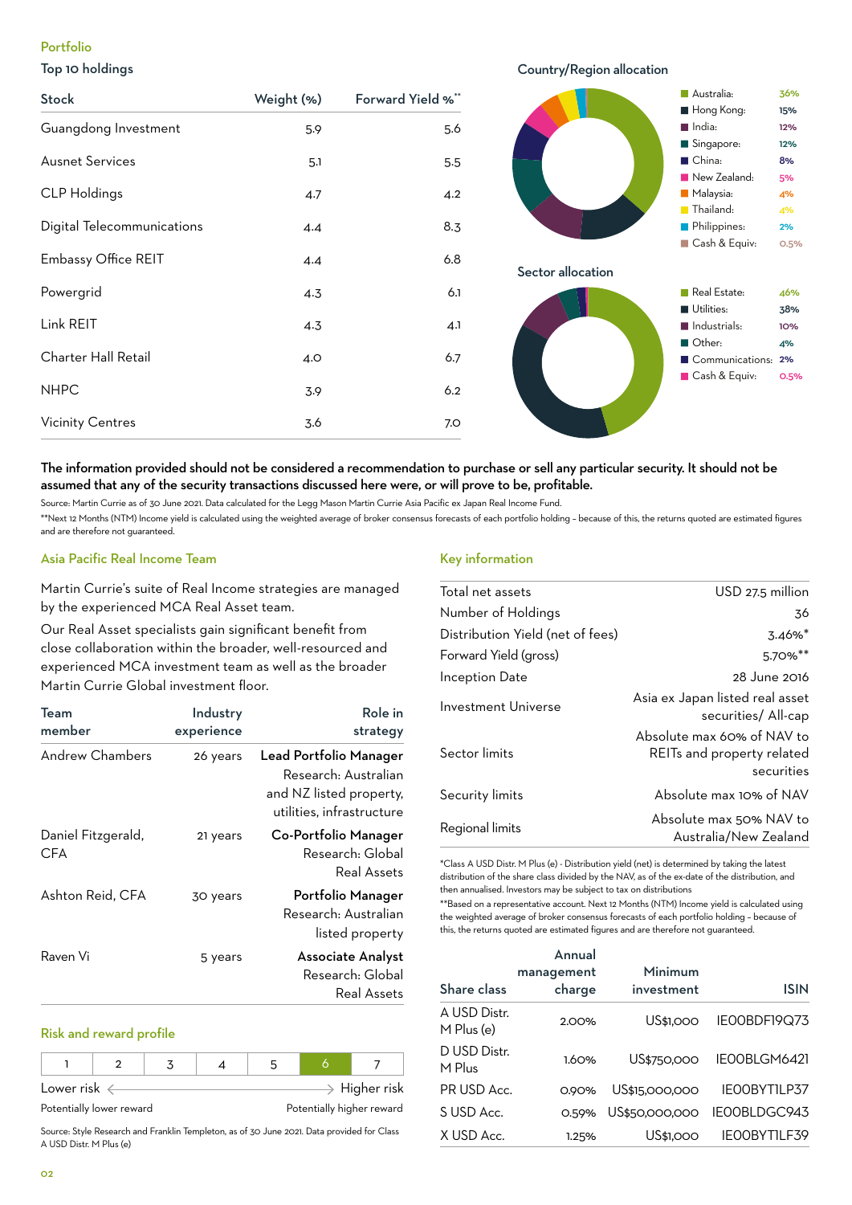## Portfolio

### Top 10 holdings

| Stock | Weight (%) | Forward Yield %** |
|---|---|---|
| Guangdong Investment | 5.9 | 5.6 |
| Ausnet Services | 5.1 | 5.5 |
| CLP Holdings | 4.7 | 4.2 |
| Digital Telecommunications | 4.4 | 8.3 |
| Embassy Office REIT | 4.4 | 6.8 |
| Powergrid | 4.3 | 6.1 |
| Link REIT | 4.3 | 4.1 |
| Charter Hall Retail | 4.0 | 6.7 |
| NHPC | 3.9 | 6.2 |
| Vicinity Centres | 3.6 | 7.0 |

### Country/Region allocation

| Country/Region | % |
|---|---|
| Australia: | 36% |
| Hong Kong: | 15% |
| India: | 12% |
| Singapore: | 12% |
| China: | 8% |
| New Zealand: | 5% |
| Malaysia: | 4% |
| Thailand: | 4% |
| Philippines: | 2% |
| Cash & Equiv: | 0.5% |

### Sector allocation

| Sector | % |
|---|---|
| Real Estate: | 46% |
| Utilities: | 38% |
| Industrials: | 10% |
| Other: | 4% |
| Communications: | 2% |
| Cash & Equiv: | 0.5% |

**The information provided should not be considered a recommendation to purchase or sell any particular security. It should not be assumed that any of the security transactions discussed here were, or will prove to be, profitable.**

Source: Martin Currie as of 30 June 2021. Data calculated for the Legg Mason Martin Currie Asia Pacific ex Japan Real Income Fund.

**Next 12 Months (NTM) Income yield is calculated using the weighted average of broker consensus forecasts of each portfolio holding – because of this, the returns quoted are estimated figures and are therefore not guaranteed.

## Asia Pacific Real Income Team

Martin Currie's suite of Real Income strategies are managed by the experienced MCA Real Asset team.

Our Real Asset specialists gain significant benefit from close collaboration within the broader, well-resourced and experienced MCA investment team as well as the broader Martin Currie Global investment floor.

| Team member | Industry experience | Role in strategy |
|---|---|---|
| Andrew Chambers | 26 years | **Lead Portfolio Manager** Research: Australian and NZ listed property, utilities, infrastructure |
| Daniel Fitzgerald, CFA | 21 years | **Co-Portfolio Manager** Research: Global Real Assets |
| Ashton Reid, CFA | 30 years | **Portfolio Manager** Research: Australian listed property |
| Raven Vi | 5 years | **Associate Analyst** Research: Global Real Assets |

## Risk and reward profile

| 1 | 2 | 3 | 4 | 5 | **6** | 7 |
|---|---|---|---|---|---|---|

Lower risk ← → Higher risk

Potentially lower reward — Potentially higher reward

Source: Style Research and Franklin Templeton, as of 30 June 2021. Data provided for Class A USD Distr. M Plus (e)

## Key information

| | |
|---|---|
| Total net assets | USD 27.5 million |
| Number of Holdings | 36 |
| Distribution Yield (net of fees) | 3.46%* |
| Forward Yield (gross) | 5.70%** |
| Inception Date | 28 June 2016 |
| Investment Universe | Asia ex Japan listed real asset securities/ All-cap |
| Sector limits | Absolute max 60% of NAV to REITs and property related securities |
| Security limits | Absolute max 10% of NAV |
| Regional limits | Absolute max 50% NAV to Australia/New Zealand |

*Class A USD Distr. M Plus (e) - Distribution yield (net) is determined by taking the latest distribution of the share class divided by the NAV, as of the ex-date of the distribution, and then annualised. Investors may be subject to tax on distributions

**Based on a representative account. Next 12 Months (NTM) Income yield is calculated using the weighted average of broker consensus forecasts of each portfolio holding – because of this, the returns quoted are estimated figures and are therefore not guaranteed.

| Share class | Annual management charge | Minimum investment | ISIN |
|---|---|---|---|
| A USD Distr. M Plus (e) | 2.00% | US$1,000 | IE00BDF19Q73 |
| D USD Distr. M Plus | 1.60% | US$750,000 | IE00BLGM6421 |
| PR USD Acc. | 0.90% | US$15,000,000 | IE00BYTILP37 |
| S USD Acc. | 0.59% | US$50,000,000 | IE00BLDGC943 |
| X USD Acc. | 1.25% | US$1,000 | IE00BYTILF39 |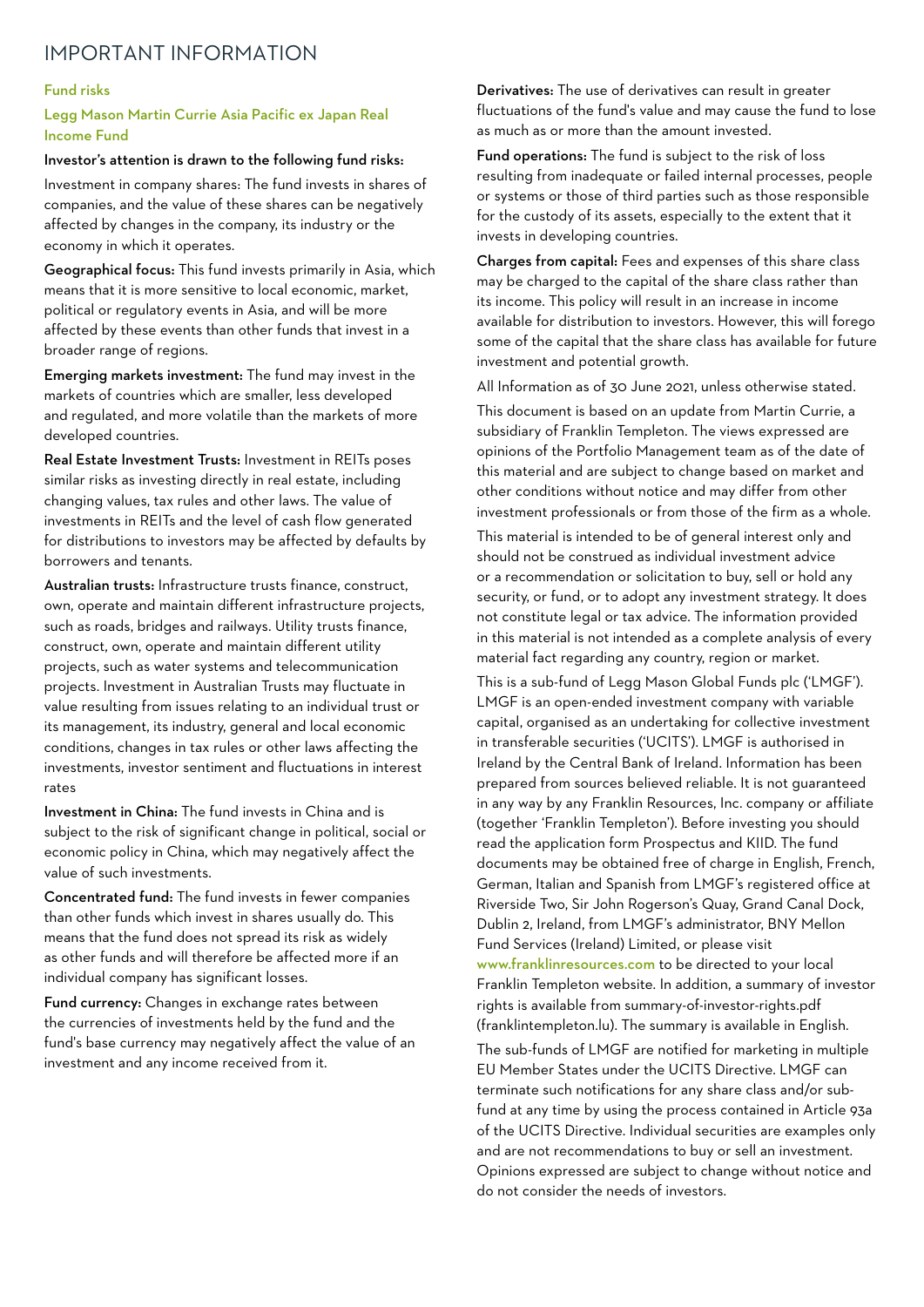# IMPORTANT INFORMATION

## Fund risks

### Legg Mason Martin Currie Asia Pacific ex Japan Real Income Fund

**Investor's attention is drawn to the following fund risks:**

Investment in company shares: The fund invests in shares of companies, and the value of these shares can be negatively affected by changes in the company, its industry or the economy in which it operates.

**Geographical focus:** This fund invests primarily in Asia, which means that it is more sensitive to local economic, market, political or regulatory events in Asia, and will be more affected by these events than other funds that invest in a broader range of regions.

**Emerging markets investment:** The fund may invest in the markets of countries which are smaller, less developed and regulated, and more volatile than the markets of more developed countries.

**Real Estate Investment Trusts:** Investment in REITs poses similar risks as investing directly in real estate, including changing values, tax rules and other laws. The value of investments in REITs and the level of cash flow generated for distributions to investors may be affected by defaults by borrowers and tenants.

**Australian trusts:** Infrastructure trusts finance, construct, own, operate and maintain different infrastructure projects, such as roads, bridges and railways. Utility trusts finance, construct, own, operate and maintain different utility projects, such as water systems and telecommunication projects. Investment in Australian Trusts may fluctuate in value resulting from issues relating to an individual trust or its management, its industry, general and local economic conditions, changes in tax rules or other laws affecting the investments, investor sentiment and fluctuations in interest rates

**Investment in China:** The fund invests in China and is subject to the risk of significant change in political, social or economic policy in China, which may negatively affect the value of such investments.

**Concentrated fund:** The fund invests in fewer companies than other funds which invest in shares usually do. This means that the fund does not spread its risk as widely as other funds and will therefore be affected more if an individual company has significant losses.

**Fund currency:** Changes in exchange rates between the currencies of investments held by the fund and the fund's base currency may negatively affect the value of an investment and any income received from it.

**Derivatives:** The use of derivatives can result in greater fluctuations of the fund's value and may cause the fund to lose as much as or more than the amount invested.

**Fund operations:** The fund is subject to the risk of loss resulting from inadequate or failed internal processes, people or systems or those of third parties such as those responsible for the custody of its assets, especially to the extent that it invests in developing countries.

**Charges from capital:** Fees and expenses of this share class may be charged to the capital of the share class rather than its income. This policy will result in an increase in income available for distribution to investors. However, this will forego some of the capital that the share class has available for future investment and potential growth.

All Information as of 30 June 2021, unless otherwise stated.

This document is based on an update from Martin Currie, a subsidiary of Franklin Templeton. The views expressed are opinions of the Portfolio Management team as of the date of this material and are subject to change based on market and other conditions without notice and may differ from other investment professionals or from those of the firm as a whole.

This material is intended to be of general interest only and should not be construed as individual investment advice or a recommendation or solicitation to buy, sell or hold any security, or fund, or to adopt any investment strategy. It does not constitute legal or tax advice. The information provided in this material is not intended as a complete analysis of every material fact regarding any country, region or market.

This is a sub-fund of Legg Mason Global Funds plc ('LMGF'). LMGF is an open-ended investment company with variable capital, organised as an undertaking for collective investment in transferable securities ('UCITS'). LMGF is authorised in Ireland by the Central Bank of Ireland. Information has been prepared from sources believed reliable. It is not guaranteed in any way by any Franklin Resources, Inc. company or affiliate (together 'Franklin Templeton'). Before investing you should read the application form Prospectus and KIID. The fund documents may be obtained free of charge in English, French, German, Italian and Spanish from LMGF's registered office at Riverside Two, Sir John Rogerson's Quay, Grand Canal Dock, Dublin 2, Ireland, from LMGF's administrator, BNY Mellon Fund Services (Ireland) Limited, or please visit www.franklinresources.com to be directed to your local Franklin Templeton website. In addition, a summary of investor rights is available from summary-of-investor-rights.pdf (franklintempleton.lu). The summary is available in English.

The sub-funds of LMGF are notified for marketing in multiple EU Member States under the UCITS Directive. LMGF can terminate such notifications for any share class and/or sub-fund at any time by using the process contained in Article 93a of the UCITS Directive. Individual securities are examples only and are not recommendations to buy or sell an investment. Opinions expressed are subject to change without notice and do not consider the needs of investors.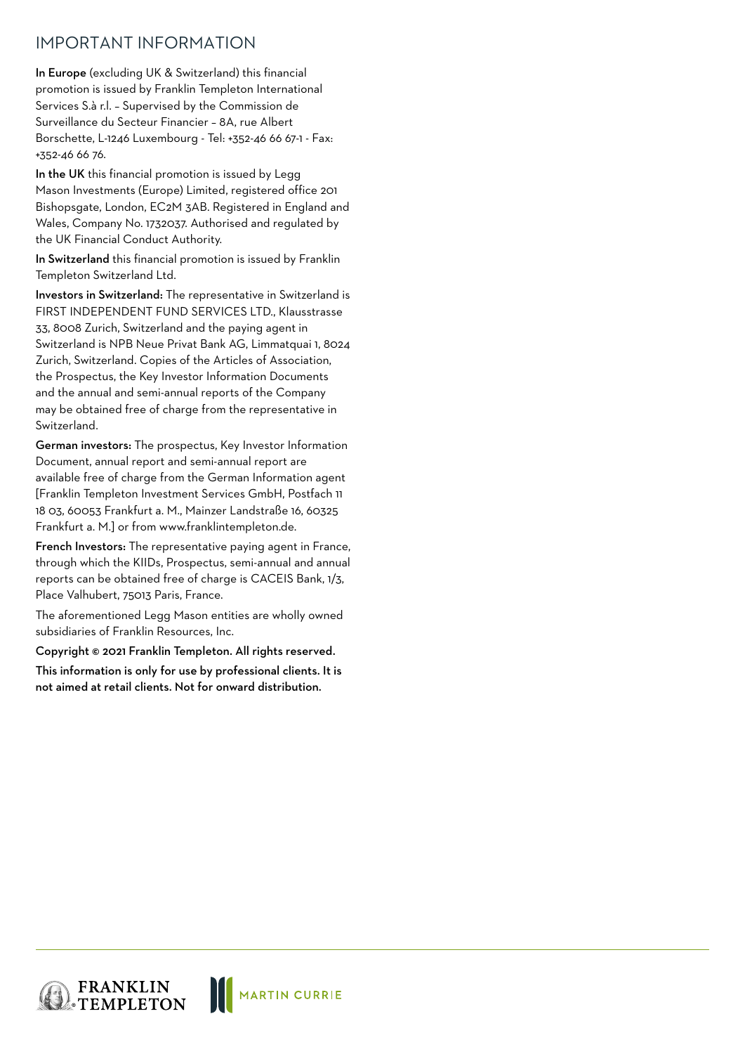# IMPORTANT INFORMATION

**In Europe** (excluding UK & Switzerland) this financial promotion is issued by Franklin Templeton International Services S.à r.l. – Supervised by the Commission de Surveillance du Secteur Financier – 8A, rue Albert Borschette, L-1246 Luxembourg - Tel: +352-46 66 67-1 - Fax: +352-46 66 76.

**In the UK** this financial promotion is issued by Legg Mason Investments (Europe) Limited, registered office 201 Bishopsgate, London, EC2M 3AB. Registered in England and Wales, Company No. 1732037. Authorised and regulated by the UK Financial Conduct Authority.

**In Switzerland** this financial promotion is issued by Franklin Templeton Switzerland Ltd.

**Investors in Switzerland:** The representative in Switzerland is FIRST INDEPENDENT FUND SERVICES LTD., Klausstrasse 33, 8008 Zurich, Switzerland and the paying agent in Switzerland is NPB Neue Privat Bank AG, Limmatquai 1, 8024 Zurich, Switzerland. Copies of the Articles of Association, the Prospectus, the Key Investor Information Documents and the annual and semi-annual reports of the Company may be obtained free of charge from the representative in Switzerland.

**German investors:** The prospectus, Key Investor Information Document, annual report and semi-annual report are available free of charge from the German Information agent [Franklin Templeton Investment Services GmbH, Postfach 11 18 03, 60053 Frankfurt a. M., Mainzer Landstraße 16, 60325 Frankfurt a. M.] or from www.franklintempleton.de.

**French Investors:** The representative paying agent in France, through which the KIIDs, Prospectus, semi-annual and annual reports can be obtained free of charge is CACEIS Bank, 1/3, Place Valhubert, 75013 Paris, France.

The aforementioned Legg Mason entities are wholly owned subsidiaries of Franklin Resources, Inc.

**Copyright © 2021 Franklin Templeton. All rights reserved.**

**This information is only for use by professional clients. It is not aimed at retail clients. Not for onward distribution.**

FRANKLIN TEMPLETON

MARTIN CURRIE